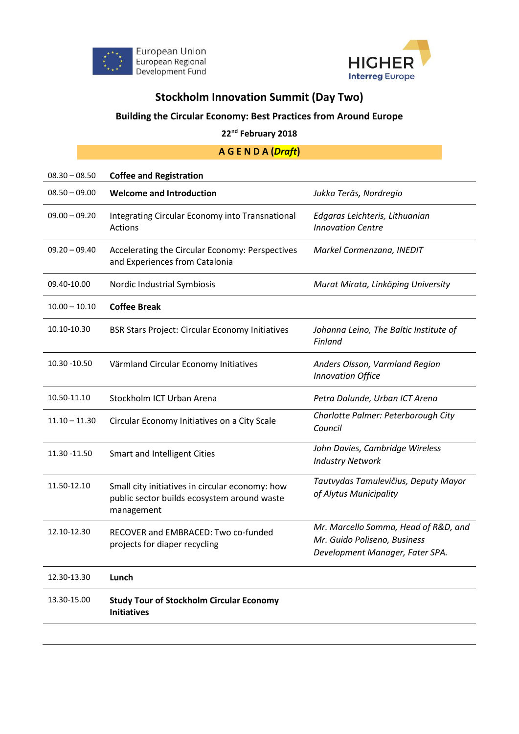European Union
European Regional
Development Fund

HIGHER
Interreg Europe

# Stockholm Innovation Summit (Day Two)

## Building the Circular Economy: Best Practices from Around Europe

**22nd February 2018**

**A G E N D A (*Draft*)**

| | | |
|---|---|---|
| 08.30 – 08.50 | **Coffee and Registration** | |
| 08.50 – 09.00 | **Welcome and Introduction** | *Jukka Teräs, Nordregio* |
| 09.00 – 09.20 | Integrating Circular Economy into Transnational Actions | *Edgaras Leichteris, Lithuanian Innovation Centre* |
| 09.20 – 09.40 | Accelerating the Circular Economy: Perspectives and Experiences from Catalonia | *Markel Cormenzana, INEDIT* |
| 09.40-10.00 | Nordic Industrial Symbiosis | *Murat Mirata, Linköping University* |
| 10.00 – 10.10 | **Coffee Break** | |
| 10.10-10.30 | BSR Stars Project: Circular Economy Initiatives | *Johanna Leino, The Baltic Institute of Finland* |
| 10.30 -10.50 | Värmland Circular Economy Initiatives | *Anders Olsson, Varmland Region Innovation Office* |
| 10.50-11.10 | Stockholm ICT Urban Arena | *Petra Dalunde, Urban ICT Arena* |
| 11.10 – 11.30 | Circular Economy Initiatives on a City Scale | *Charlotte Palmer: Peterborough City Council* |
| 11.30 -11.50 | Smart and Intelligent Cities | *John Davies, Cambridge Wireless Industry Network* |
| 11.50-12.10 | Small city initiatives in circular economy: how public sector builds ecosystem around waste management | *Tautvydas Tamulevičius, Deputy Mayor of Alytus Municipality* |
| 12.10-12.30 | RECOVER and EMBRACED: Two co-funded projects for diaper recycling | *Mr. Marcello Somma, Head of R&D, and Mr. Guido Poliseno, Business Development Manager, Fater SPA.* |
| 12.30-13.30 | **Lunch** | |
| 13.30-15.00 | **Study Tour of Stockholm Circular Economy Initiatives** | |